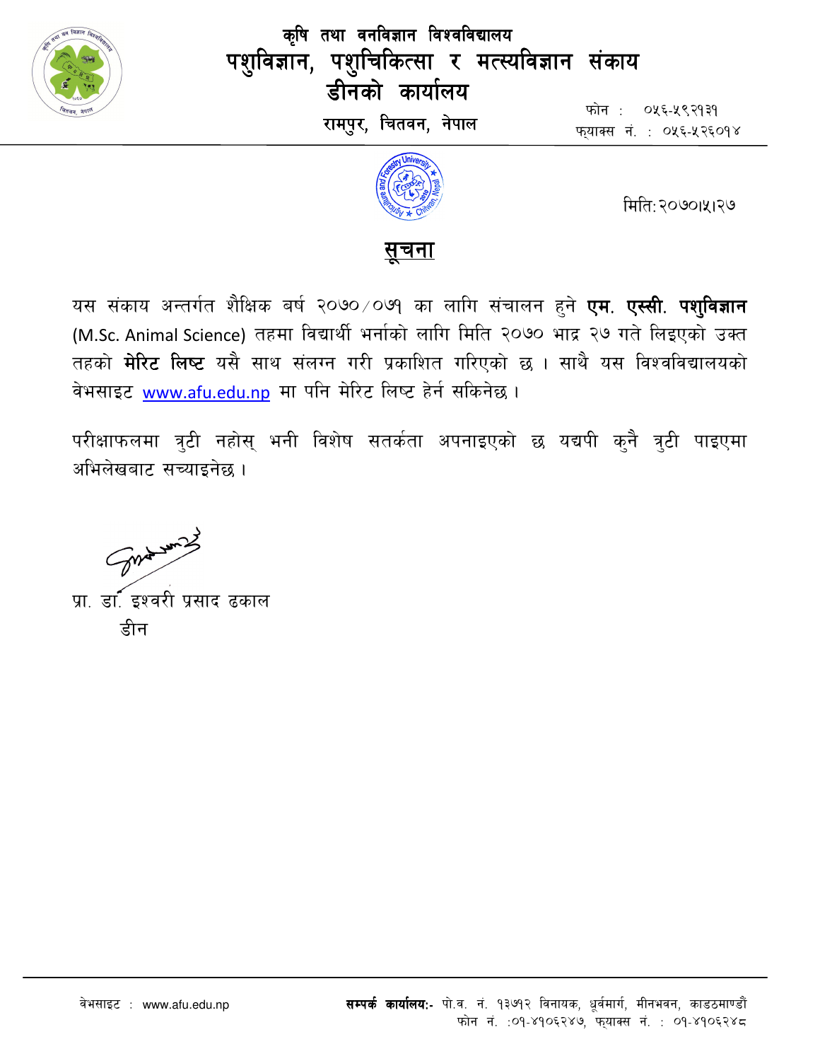# कृषि तथा वनविज्ञान विश्वविद्यालय

## पशुविज्ञान, पशुचिकित्सा र मत्स्यविज्ञान संकाय

## डीनको कार्यालय

रामपुर, चितवन, नेपाल

फोन : ०५६-५९२१३१
फ्याक्स नं. : ०५६-५२६०१४

मितिः २०७०।५।२७

## सूचना

यस संकाय अन्तर्गत शैक्षिक बर्ष २०७०/०७१ का लागि संचालन हुने **एम. एस्सी. पशुविज्ञान** (M.Sc. Animal Science) तहमा विद्यार्थी भर्नाको लागि मिति २०७० भाद्र २७ गते लिइएको उक्त तहको **मेरिट लिष्ट** यसै साथ संलग्न गरी प्रकाशित गरिएको छ । साथै यस विश्वविद्यालयको वेभसाइट www.afu.edu.np मा पनि मेरिट लिष्ट हेर्न सकिनेछ ।

परीक्षाफलमा त्रुटी नहोस् भनी विशेष सतर्कता अपनाइएको छ यद्यपी कुनै त्रुटी पाइएमा अभिलेखबाट सच्याइनेछ ।

प्रा. डा. इश्वरी प्रसाद ढकाल
डीन

वेभसाइट : www.afu.edu.np

**सम्पर्क कार्यालयः-** पो.व. नं. १३७१२ विनायक, ध्रुवमार्ग, मीनभवन, काडठमाण्डौं
फोन नं. :०१-४१०६२४७, फ्याक्स नं. : ०१-४१०६२४८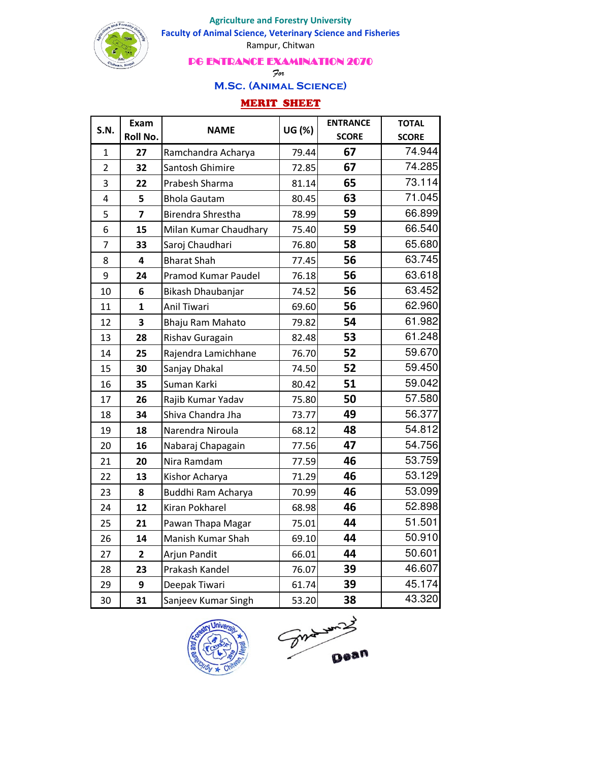Agriculture and Forestry University

Faculty of Animal Science, Veterinary Science and Fisheries

Rampur, Chitwan

**PG ENTRANCE EXAMINATION 2070**

*For*

## M.Sc. (Animal Science)

**MERIT SHEET**

| S.N. | Exam Roll No. | NAME | UG (%) | ENTRANCE SCORE | TOTAL SCORE |
|---|---|---|---|---|---|
| 1 | 27 | Ramchandra Acharya | 79.44 | 67 | 74.944 |
| 2 | 32 | Santosh Ghimire | 72.85 | 67 | 74.285 |
| 3 | 22 | Prabesh Sharma | 81.14 | 65 | 73.114 |
| 4 | 5 | Bhola Gautam | 80.45 | 63 | 71.045 |
| 5 | 7 | Birendra Shrestha | 78.99 | 59 | 66.899 |
| 6 | 15 | Milan Kumar Chaudhary | 75.40 | 59 | 66.540 |
| 7 | 33 | Saroj Chaudhari | 76.80 | 58 | 65.680 |
| 8 | 4 | Bharat Shah | 77.45 | 56 | 63.745 |
| 9 | 24 | Pramod Kumar Paudel | 76.18 | 56 | 63.618 |
| 10 | 6 | Bikash Dhaubanjar | 74.52 | 56 | 63.452 |
| 11 | 1 | Anil Tiwari | 69.60 | 56 | 62.960 |
| 12 | 3 | Bhaju Ram Mahato | 79.82 | 54 | 61.982 |
| 13 | 28 | Rishav Guragain | 82.48 | 53 | 61.248 |
| 14 | 25 | Rajendra Lamichhane | 76.70 | 52 | 59.670 |
| 15 | 30 | Sanjay Dhakal | 74.50 | 52 | 59.450 |
| 16 | 35 | Suman Karki | 80.42 | 51 | 59.042 |
| 17 | 26 | Rajib Kumar Yadav | 75.80 | 50 | 57.580 |
| 18 | 34 | Shiva Chandra Jha | 73.77 | 49 | 56.377 |
| 19 | 18 | Narendra Niroula | 68.12 | 48 | 54.812 |
| 20 | 16 | Nabaraj Chapagain | 77.56 | 47 | 54.756 |
| 21 | 20 | Nira Ramdam | 77.59 | 46 | 53.759 |
| 22 | 13 | Kishor Acharya | 71.29 | 46 | 53.129 |
| 23 | 8 | Buddhi Ram Acharya | 70.99 | 46 | 53.099 |
| 24 | 12 | Kiran Pokharel | 68.98 | 46 | 52.898 |
| 25 | 21 | Pawan Thapa Magar | 75.01 | 44 | 51.501 |
| 26 | 14 | Manish Kumar Shah | 69.10 | 44 | 50.910 |
| 27 | 2 | Arjun Pandit | 66.01 | 44 | 50.601 |
| 28 | 23 | Prakash Kandel | 76.07 | 39 | 46.607 |
| 29 | 9 | Deepak Tiwari | 61.74 | 39 | 45.174 |
| 30 | 31 | Sanjeev Kumar Singh | 53.20 | 38 | 43.320 |

Dean